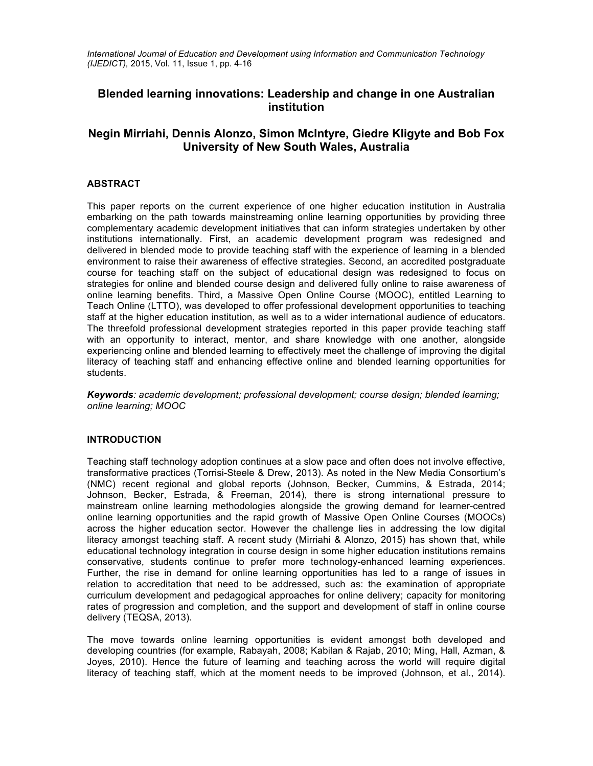# Blended learning innovations: Leadership and change in one Australian institution

## Negin Mirriahi, Dennis Alonzo, Simon McIntyre, Giedre Kligyte and Bob Fox
## University of New South Wales, Australia

### ABSTRACT

This paper reports on the current experience of one higher education institution in Australia embarking on the path towards mainstreaming online learning opportunities by providing three complementary academic development initiatives that can inform strategies undertaken by other institutions internationally. First, an academic development program was redesigned and delivered in blended mode to provide teaching staff with the experience of learning in a blended environment to raise their awareness of effective strategies. Second, an accredited postgraduate course for teaching staff on the subject of educational design was redesigned to focus on strategies for online and blended course design and delivered fully online to raise awareness of online learning benefits. Third, a Massive Open Online Course (MOOC), entitled Learning to Teach Online (LTTO), was developed to offer professional development opportunities to teaching staff at the higher education institution, as well as to a wider international audience of educators. The threefold professional development strategies reported in this paper provide teaching staff with an opportunity to interact, mentor, and share knowledge with one another, alongside experiencing online and blended learning to effectively meet the challenge of improving the digital literacy of teaching staff and enhancing effective online and blended learning opportunities for students.

***Keywords**: academic development; professional development; course design; blended learning; online learning; MOOC*

### INTRODUCTION

Teaching staff technology adoption continues at a slow pace and often does not involve effective, transformative practices (Torrisi-Steele & Drew, 2013). As noted in the New Media Consortium's (NMC) recent regional and global reports (Johnson, Becker, Cummins, & Estrada, 2014; Johnson, Becker, Estrada, & Freeman, 2014), there is strong international pressure to mainstream online learning methodologies alongside the growing demand for learner-centred online learning opportunities and the rapid growth of Massive Open Online Courses (MOOCs) across the higher education sector. However the challenge lies in addressing the low digital literacy amongst teaching staff. A recent study (Mirriahi & Alonzo, 2015) has shown that, while educational technology integration in course design in some higher education institutions remains conservative, students continue to prefer more technology-enhanced learning experiences. Further, the rise in demand for online learning opportunities has led to a range of issues in relation to accreditation that need to be addressed, such as: the examination of appropriate curriculum development and pedagogical approaches for online delivery; capacity for monitoring rates of progression and completion, and the support and development of staff in online course delivery (TEQSA, 2013).

The move towards online learning opportunities is evident amongst both developed and developing countries (for example, Rabayah, 2008; Kabilan & Rajab, 2010; Ming, Hall, Azman, & Joyes, 2010). Hence the future of learning and teaching across the world will require digital literacy of teaching staff, which at the moment needs to be improved (Johnson, et al., 2014).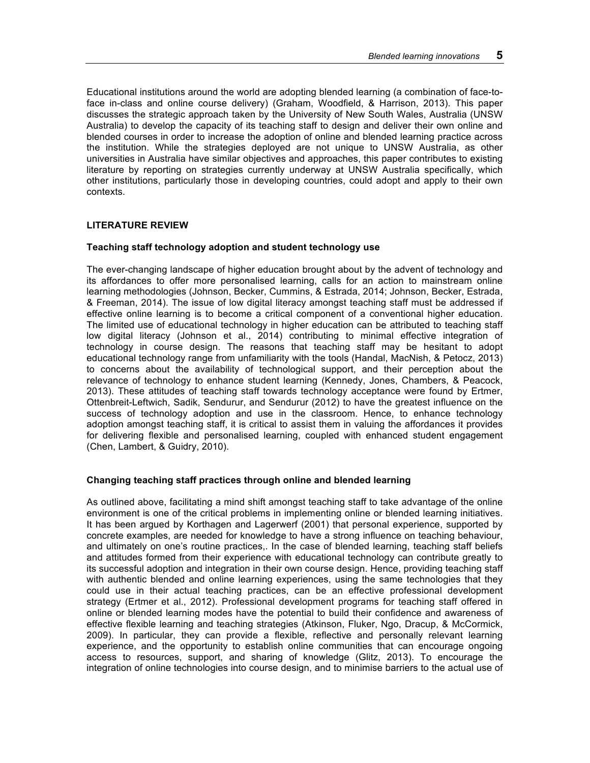Educational institutions around the world are adopting blended learning (a combination of face-to-face in-class and online course delivery) (Graham, Woodfield, & Harrison, 2013). This paper discusses the strategic approach taken by the University of New South Wales, Australia (UNSW Australia) to develop the capacity of its teaching staff to design and deliver their own online and blended courses in order to increase the adoption of online and blended learning practice across the institution. While the strategies deployed are not unique to UNSW Australia, as other universities in Australia have similar objectives and approaches, this paper contributes to existing literature by reporting on strategies currently underway at UNSW Australia specifically, which other institutions, particularly those in developing countries, could adopt and apply to their own contexts.

## LITERATURE REVIEW

### Teaching staff technology adoption and student technology use

The ever-changing landscape of higher education brought about by the advent of technology and its affordances to offer more personalised learning, calls for an action to mainstream online learning methodologies (Johnson, Becker, Cummins, & Estrada, 2014; Johnson, Becker, Estrada, & Freeman, 2014). The issue of low digital literacy amongst teaching staff must be addressed if effective online learning is to become a critical component of a conventional higher education. The limited use of educational technology in higher education can be attributed to teaching staff low digital literacy (Johnson et al., 2014) contributing to minimal effective integration of technology in course design. The reasons that teaching staff may be hesitant to adopt educational technology range from unfamiliarity with the tools (Handal, MacNish, & Petocz, 2013) to concerns about the availability of technological support, and their perception about the relevance of technology to enhance student learning (Kennedy, Jones, Chambers, & Peacock, 2013). These attitudes of teaching staff towards technology acceptance were found by Ertmer, Ottenbreit-Leftwich, Sadik, Sendurur, and Sendurur (2012) to have the greatest influence on the success of technology adoption and use in the classroom. Hence, to enhance technology adoption amongst teaching staff, it is critical to assist them in valuing the affordances it provides for delivering flexible and personalised learning, coupled with enhanced student engagement (Chen, Lambert, & Guidry, 2010).

### Changing teaching staff practices through online and blended learning

As outlined above, facilitating a mind shift amongst teaching staff to take advantage of the online environment is one of the critical problems in implementing online or blended learning initiatives. It has been argued by Korthagen and Lagerwerf (2001) that personal experience, supported by concrete examples, are needed for knowledge to have a strong influence on teaching behaviour, and ultimately on one's routine practices,. In the case of blended learning, teaching staff beliefs and attitudes formed from their experience with educational technology can contribute greatly to its successful adoption and integration in their own course design. Hence, providing teaching staff with authentic blended and online learning experiences, using the same technologies that they could use in their actual teaching practices, can be an effective professional development strategy (Ertmer et al., 2012). Professional development programs for teaching staff offered in online or blended learning modes have the potential to build their confidence and awareness of effective flexible learning and teaching strategies (Atkinson, Fluker, Ngo, Dracup, & McCormick, 2009). In particular, they can provide a flexible, reflective and personally relevant learning experience, and the opportunity to establish online communities that can encourage ongoing access to resources, support, and sharing of knowledge (Glitz, 2013). To encourage the integration of online technologies into course design, and to minimise barriers to the actual use of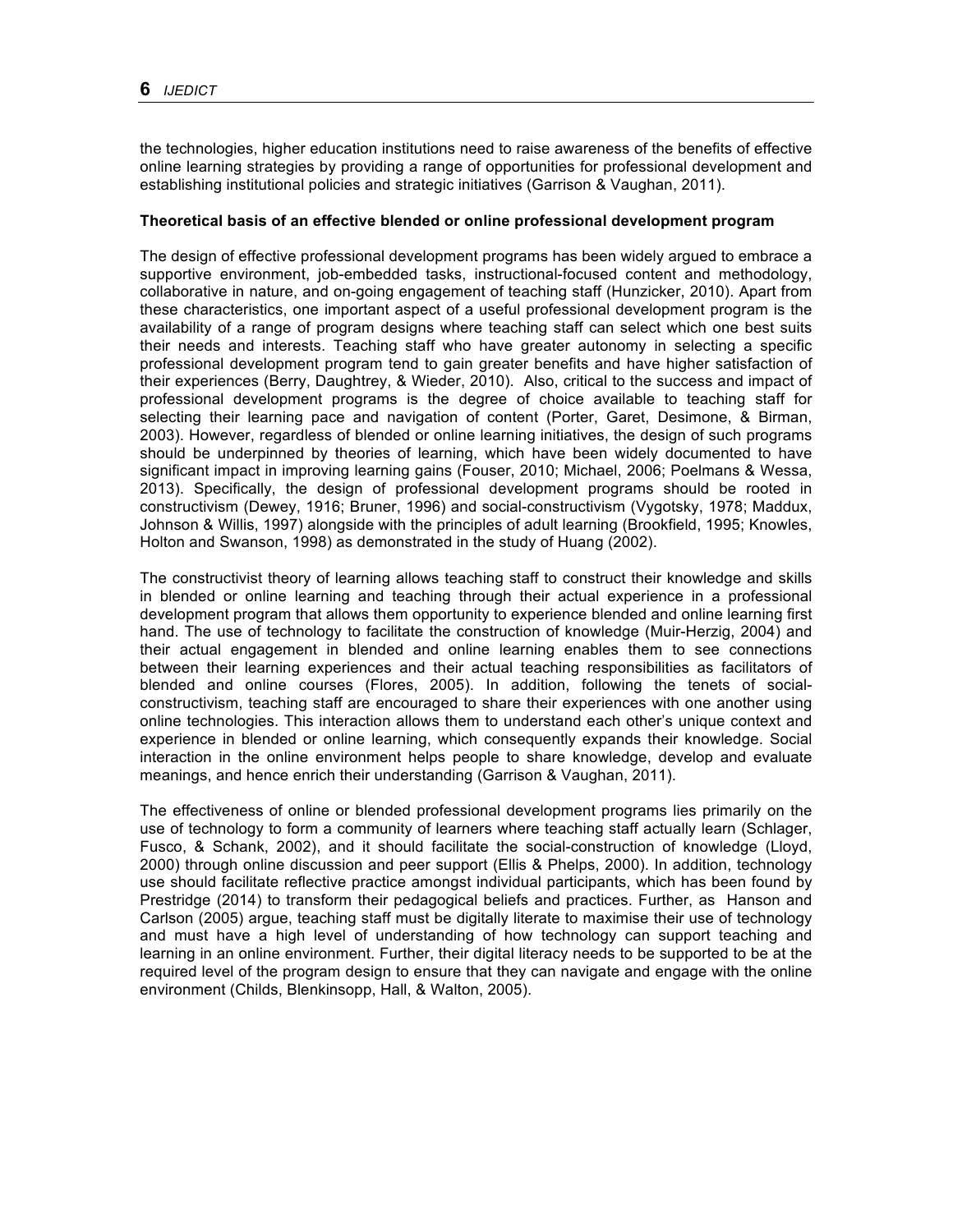the technologies, higher education institutions need to raise awareness of the benefits of effective online learning strategies by providing a range of opportunities for professional development and establishing institutional policies and strategic initiatives (Garrison & Vaughan, 2011).

**Theoretical basis of an effective blended or online professional development program**

The design of effective professional development programs has been widely argued to embrace a supportive environment, job-embedded tasks, instructional-focused content and methodology, collaborative in nature, and on-going engagement of teaching staff (Hunzicker, 2010). Apart from these characteristics, one important aspect of a useful professional development program is the availability of a range of program designs where teaching staff can select which one best suits their needs and interests. Teaching staff who have greater autonomy in selecting a specific professional development program tend to gain greater benefits and have higher satisfaction of their experiences (Berry, Daughtrey, & Wieder, 2010). Also, critical to the success and impact of professional development programs is the degree of choice available to teaching staff for selecting their learning pace and navigation of content (Porter, Garet, Desimone, & Birman, 2003). However, regardless of blended or online learning initiatives, the design of such programs should be underpinned by theories of learning, which have been widely documented to have significant impact in improving learning gains (Fouser, 2010; Michael, 2006; Poelmans & Wessa, 2013). Specifically, the design of professional development programs should be rooted in constructivism (Dewey, 1916; Bruner, 1996) and social-constructivism (Vygotsky, 1978; Maddux, Johnson & Willis, 1997) alongside with the principles of adult learning (Brookfield, 1995; Knowles, Holton and Swanson, 1998) as demonstrated in the study of Huang (2002).

The constructivist theory of learning allows teaching staff to construct their knowledge and skills in blended or online learning and teaching through their actual experience in a professional development program that allows them opportunity to experience blended and online learning first hand. The use of technology to facilitate the construction of knowledge (Muir-Herzig, 2004) and their actual engagement in blended and online learning enables them to see connections between their learning experiences and their actual teaching responsibilities as facilitators of blended and online courses (Flores, 2005). In addition, following the tenets of social-constructivism, teaching staff are encouraged to share their experiences with one another using online technologies. This interaction allows them to understand each other's unique context and experience in blended or online learning, which consequently expands their knowledge. Social interaction in the online environment helps people to share knowledge, develop and evaluate meanings, and hence enrich their understanding (Garrison & Vaughan, 2011).

The effectiveness of online or blended professional development programs lies primarily on the use of technology to form a community of learners where teaching staff actually learn (Schlager, Fusco, & Schank, 2002), and it should facilitate the social-construction of knowledge (Lloyd, 2000) through online discussion and peer support (Ellis & Phelps, 2000). In addition, technology use should facilitate reflective practice amongst individual participants, which has been found by Prestridge (2014) to transform their pedagogical beliefs and practices. Further, as Hanson and Carlson (2005) argue, teaching staff must be digitally literate to maximise their use of technology and must have a high level of understanding of how technology can support teaching and learning in an online environment. Further, their digital literacy needs to be supported to be at the required level of the program design to ensure that they can navigate and engage with the online environment (Childs, Blenkinsopp, Hall, & Walton, 2005).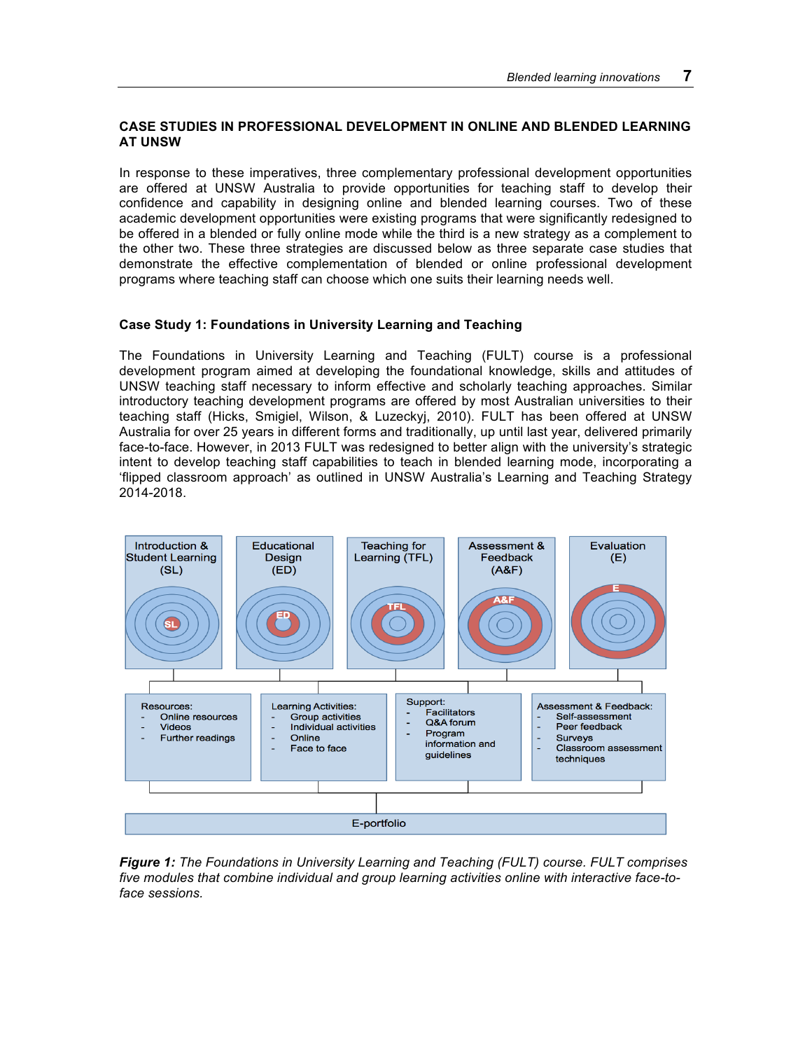### CASE STUDIES IN PROFESSIONAL DEVELOPMENT IN ONLINE AND BLENDED LEARNING AT UNSW

In response to these imperatives, three complementary professional development opportunities are offered at UNSW Australia to provide opportunities for teaching staff to develop their confidence and capability in designing online and blended learning courses. Two of these academic development opportunities were existing programs that were significantly redesigned to be offered in a blended or fully online mode while the third is a new strategy as a complement to the other two. These three strategies are discussed below as three separate case studies that demonstrate the effective complementation of blended or online professional development programs where teaching staff can choose which one suits their learning needs well.

#### Case Study 1: Foundations in University Learning and Teaching

The Foundations in University Learning and Teaching (FULT) course is a professional development program aimed at developing the foundational knowledge, skills and attitudes of UNSW teaching staff necessary to inform effective and scholarly teaching approaches. Similar introductory teaching development programs are offered by most Australian universities to their teaching staff (Hicks, Smigiel, Wilson, & Luzeckyj, 2010). FULT has been offered at UNSW Australia for over 25 years in different forms and traditionally, up until last year, delivered primarily face-to-face. However, in 2013 FULT was redesigned to better align with the university's strategic intent to develop teaching staff capabilities to teach in blended learning mode, incorporating a 'flipped classroom approach' as outlined in UNSW Australia's Learning and Teaching Strategy 2014-2018.

***Figure 1:*** *The Foundations in University Learning and Teaching (FULT) course. FULT comprises five modules that combine individual and group learning activities online with interactive face-to-face sessions.*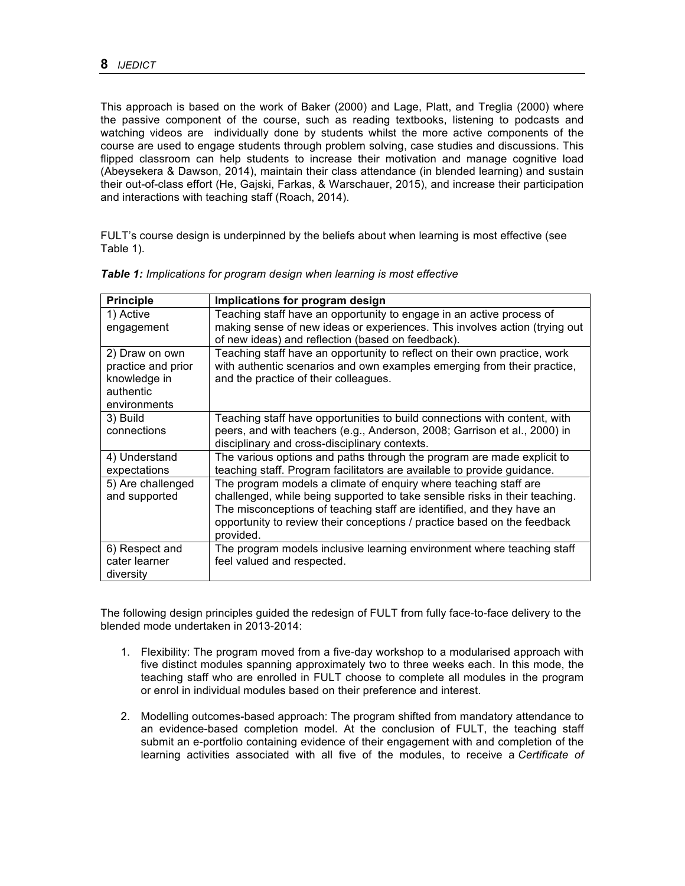This approach is based on the work of Baker (2000) and Lage, Platt, and Treglia (2000) where the passive component of the course, such as reading textbooks, listening to podcasts and watching videos are individually done by students whilst the more active components of the course are used to engage students through problem solving, case studies and discussions. This flipped classroom can help students to increase their motivation and manage cognitive load (Abeysekera & Dawson, 2014), maintain their class attendance (in blended learning) and sustain their out-of-class effort (He, Gajski, Farkas, & Warschauer, 2015), and increase their participation and interactions with teaching staff (Roach, 2014).

FULT's course design is underpinned by the beliefs about when learning is most effective (see Table 1).

***Table 1:*** *Implications for program design when learning is most effective*

| **Principle** | **Implications for program design** |
|---|---|
| 1) Active engagement | Teaching staff have an opportunity to engage in an active process of making sense of new ideas or experiences. This involves action (trying out of new ideas) and reflection (based on feedback). |
| 2) Draw on own practice and prior knowledge in authentic environments | Teaching staff have an opportunity to reflect on their own practice, work with authentic scenarios and own examples emerging from their practice, and the practice of their colleagues. |
| 3) Build connections | Teaching staff have opportunities to build connections with content, with peers, and with teachers (e.g., Anderson, 2008; Garrison et al., 2000) in disciplinary and cross-disciplinary contexts. |
| 4) Understand expectations | The various options and paths through the program are made explicit to teaching staff. Program facilitators are available to provide guidance. |
| 5) Are challenged and supported | The program models a climate of enquiry where teaching staff are challenged, while being supported to take sensible risks in their teaching. The misconceptions of teaching staff are identified, and they have an opportunity to review their conceptions / practice based on the feedback provided. |
| 6) Respect and cater learner diversity | The program models inclusive learning environment where teaching staff feel valued and respected. |

The following design principles guided the redesign of FULT from fully face-to-face delivery to the blended mode undertaken in 2013-2014:

1. Flexibility: The program moved from a five-day workshop to a modularised approach with five distinct modules spanning approximately two to three weeks each. In this mode, the teaching staff who are enrolled in FULT choose to complete all modules in the program or enrol in individual modules based on their preference and interest.

2. Modelling outcomes-based approach: The program shifted from mandatory attendance to an evidence-based completion model. At the conclusion of FULT, the teaching staff submit an e-portfolio containing evidence of their engagement with and completion of the learning activities associated with all five of the modules, to receive a *Certificate of*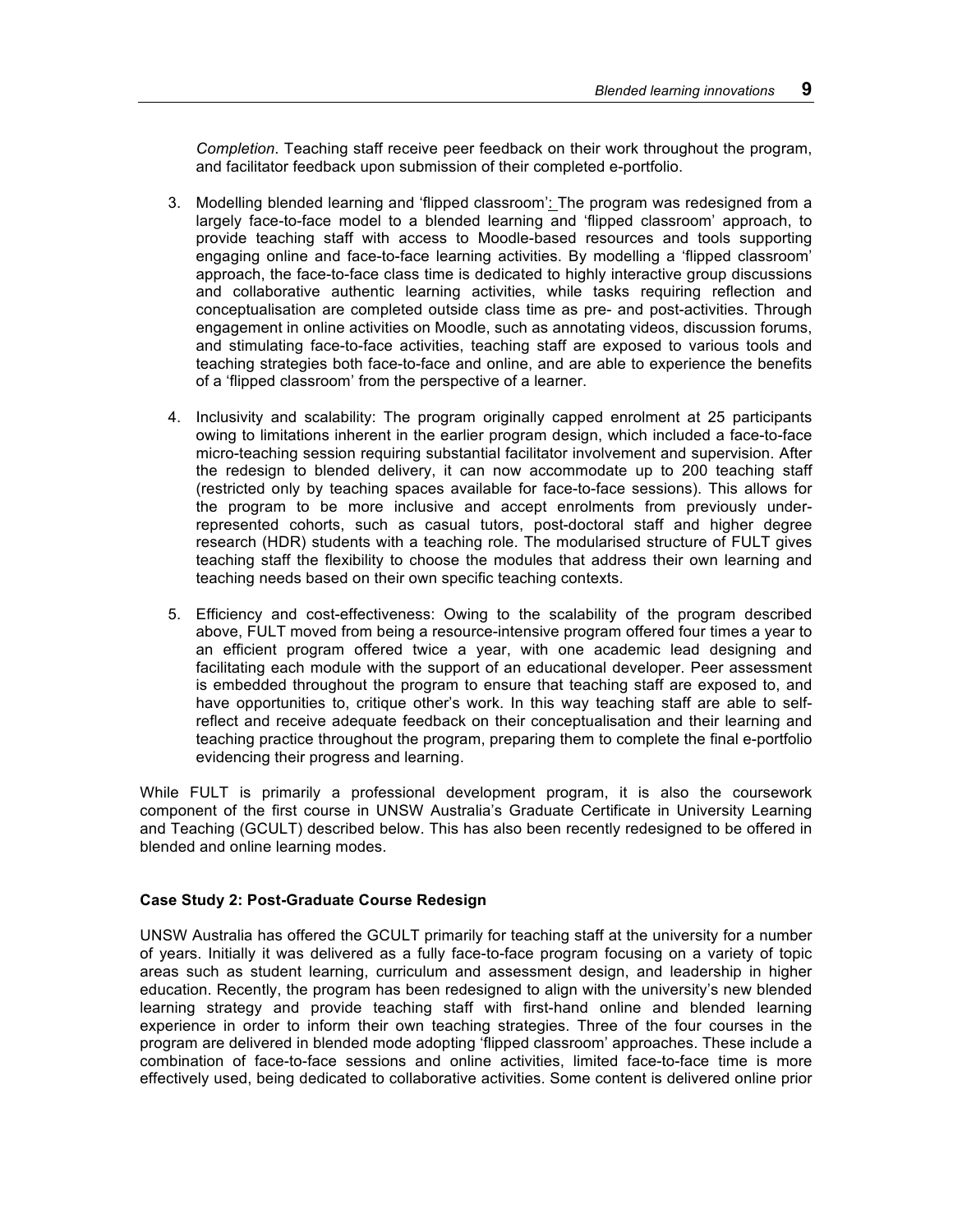*Completion*. Teaching staff receive peer feedback on their work throughout the program, and facilitator feedback upon submission of their completed e-portfolio.

3. Modelling blended learning and 'flipped classroom': The program was redesigned from a largely face-to-face model to a blended learning and 'flipped classroom' approach, to provide teaching staff with access to Moodle-based resources and tools supporting engaging online and face-to-face learning activities. By modelling a 'flipped classroom' approach, the face-to-face class time is dedicated to highly interactive group discussions and collaborative authentic learning activities, while tasks requiring reflection and conceptualisation are completed outside class time as pre- and post-activities. Through engagement in online activities on Moodle, such as annotating videos, discussion forums, and stimulating face-to-face activities, teaching staff are exposed to various tools and teaching strategies both face-to-face and online, and are able to experience the benefits of a 'flipped classroom' from the perspective of a learner.

4. Inclusivity and scalability: The program originally capped enrolment at 25 participants owing to limitations inherent in the earlier program design, which included a face-to-face micro-teaching session requiring substantial facilitator involvement and supervision. After the redesign to blended delivery, it can now accommodate up to 200 teaching staff (restricted only by teaching spaces available for face-to-face sessions). This allows for the program to be more inclusive and accept enrolments from previously under-represented cohorts, such as casual tutors, post-doctoral staff and higher degree research (HDR) students with a teaching role. The modularised structure of FULT gives teaching staff the flexibility to choose the modules that address their own learning and teaching needs based on their own specific teaching contexts.

5. Efficiency and cost-effectiveness: Owing to the scalability of the program described above, FULT moved from being a resource-intensive program offered four times a year to an efficient program offered twice a year, with one academic lead designing and facilitating each module with the support of an educational developer. Peer assessment is embedded throughout the program to ensure that teaching staff are exposed to, and have opportunities to, critique other's work. In this way teaching staff are able to self-reflect and receive adequate feedback on their conceptualisation and their learning and teaching practice throughout the program, preparing them to complete the final e-portfolio evidencing their progress and learning.

While FULT is primarily a professional development program, it is also the coursework component of the first course in UNSW Australia's Graduate Certificate in University Learning and Teaching (GCULT) described below. This has also been recently redesigned to be offered in blended and online learning modes.

**Case Study 2: Post-Graduate Course Redesign**

UNSW Australia has offered the GCULT primarily for teaching staff at the university for a number of years. Initially it was delivered as a fully face-to-face program focusing on a variety of topic areas such as student learning, curriculum and assessment design, and leadership in higher education. Recently, the program has been redesigned to align with the university's new blended learning strategy and provide teaching staff with first-hand online and blended learning experience in order to inform their own teaching strategies. Three of the four courses in the program are delivered in blended mode adopting 'flipped classroom' approaches. These include a combination of face-to-face sessions and online activities, limited face-to-face time is more effectively used, being dedicated to collaborative activities. Some content is delivered online prior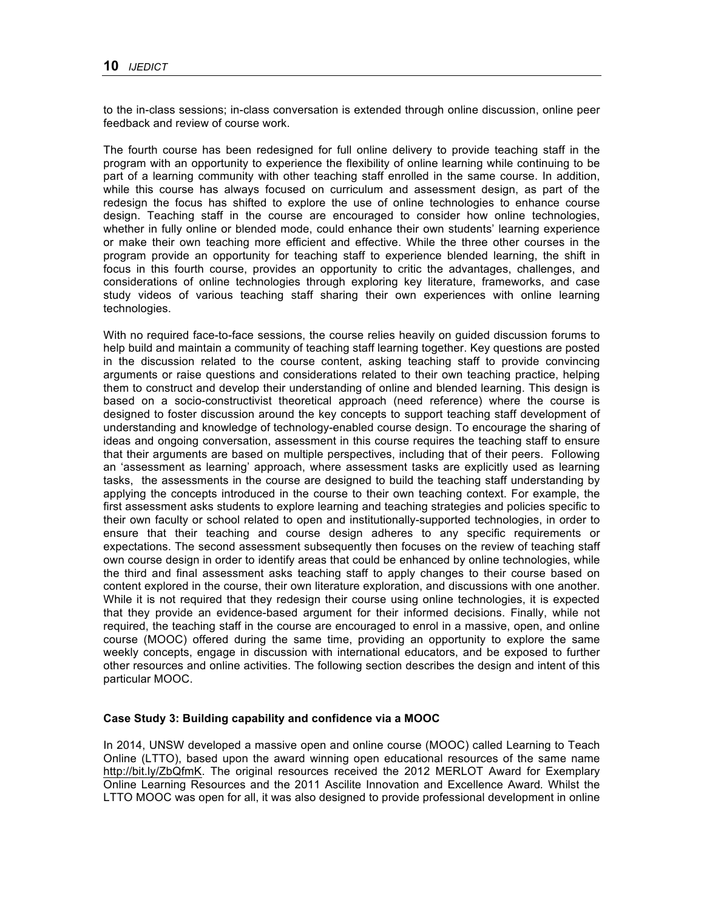to the in-class sessions; in-class conversation is extended through online discussion, online peer feedback and review of course work.

The fourth course has been redesigned for full online delivery to provide teaching staff in the program with an opportunity to experience the flexibility of online learning while continuing to be part of a learning community with other teaching staff enrolled in the same course. In addition, while this course has always focused on curriculum and assessment design, as part of the redesign the focus has shifted to explore the use of online technologies to enhance course design. Teaching staff in the course are encouraged to consider how online technologies, whether in fully online or blended mode, could enhance their own students' learning experience or make their own teaching more efficient and effective. While the three other courses in the program provide an opportunity for teaching staff to experience blended learning, the shift in focus in this fourth course, provides an opportunity to critic the advantages, challenges, and considerations of online technologies through exploring key literature, frameworks, and case study videos of various teaching staff sharing their own experiences with online learning technologies.

With no required face-to-face sessions, the course relies heavily on guided discussion forums to help build and maintain a community of teaching staff learning together. Key questions are posted in the discussion related to the course content, asking teaching staff to provide convincing arguments or raise questions and considerations related to their own teaching practice, helping them to construct and develop their understanding of online and blended learning. This design is based on a socio-constructivist theoretical approach (need reference) where the course is designed to foster discussion around the key concepts to support teaching staff development of understanding and knowledge of technology-enabled course design. To encourage the sharing of ideas and ongoing conversation, assessment in this course requires the teaching staff to ensure that their arguments are based on multiple perspectives, including that of their peers. Following an 'assessment as learning' approach, where assessment tasks are explicitly used as learning tasks, the assessments in the course are designed to build the teaching staff understanding by applying the concepts introduced in the course to their own teaching context. For example, the first assessment asks students to explore learning and teaching strategies and policies specific to their own faculty or school related to open and institutionally-supported technologies, in order to ensure that their teaching and course design adheres to any specific requirements or expectations. The second assessment subsequently then focuses on the review of teaching staff own course design in order to identify areas that could be enhanced by online technologies, while the third and final assessment asks teaching staff to apply changes to their course based on content explored in the course, their own literature exploration, and discussions with one another. While it is not required that they redesign their course using online technologies, it is expected that they provide an evidence-based argument for their informed decisions. Finally, while not required, the teaching staff in the course are encouraged to enrol in a massive, open, and online course (MOOC) offered during the same time, providing an opportunity to explore the same weekly concepts, engage in discussion with international educators, and be exposed to further other resources and online activities. The following section describes the design and intent of this particular MOOC.

### Case Study 3: Building capability and confidence via a MOOC

In 2014, UNSW developed a massive open and online course (MOOC) called Learning to Teach Online (LTTO), based upon the award winning open educational resources of the same name http://bit.ly/ZbQfmK. The original resources received the 2012 MERLOT Award for Exemplary Online Learning Resources and the 2011 Ascilite Innovation and Excellence Award. Whilst the LTTO MOOC was open for all, it was also designed to provide professional development in online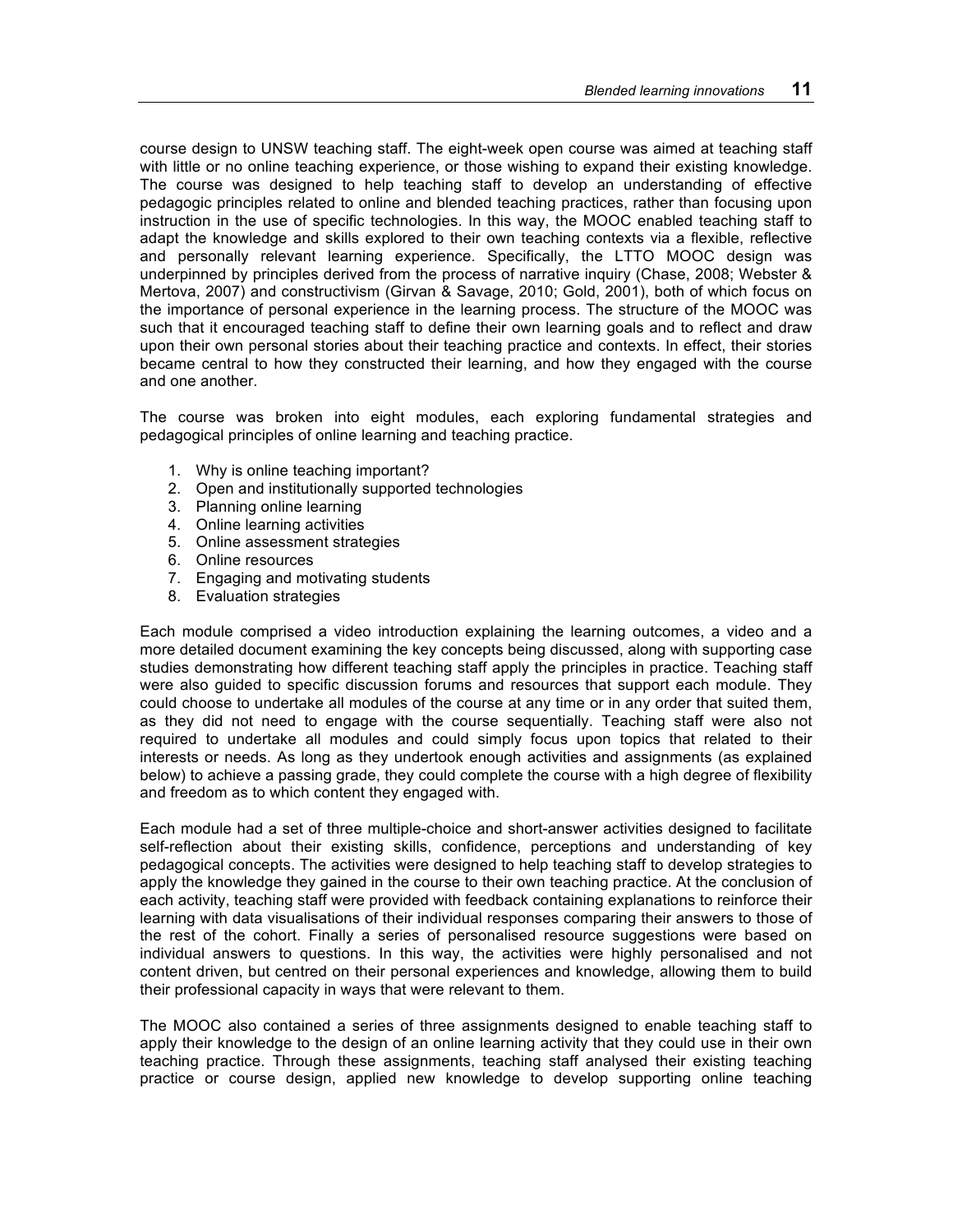course design to UNSW teaching staff. The eight-week open course was aimed at teaching staff with little or no online teaching experience, or those wishing to expand their existing knowledge. The course was designed to help teaching staff to develop an understanding of effective pedagogic principles related to online and blended teaching practices, rather than focusing upon instruction in the use of specific technologies. In this way, the MOOC enabled teaching staff to adapt the knowledge and skills explored to their own teaching contexts via a flexible, reflective and personally relevant learning experience. Specifically, the LTTO MOOC design was underpinned by principles derived from the process of narrative inquiry (Chase, 2008; Webster & Mertova, 2007) and constructivism (Girvan & Savage, 2010; Gold, 2001), both of which focus on the importance of personal experience in the learning process. The structure of the MOOC was such that it encouraged teaching staff to define their own learning goals and to reflect and draw upon their own personal stories about their teaching practice and contexts. In effect, their stories became central to how they constructed their learning, and how they engaged with the course and one another.

The course was broken into eight modules, each exploring fundamental strategies and pedagogical principles of online learning and teaching practice.

1. Why is online teaching important?
2. Open and institutionally supported technologies
3. Planning online learning
4. Online learning activities
5. Online assessment strategies
6. Online resources
7. Engaging and motivating students
8. Evaluation strategies

Each module comprised a video introduction explaining the learning outcomes, a video and a more detailed document examining the key concepts being discussed, along with supporting case studies demonstrating how different teaching staff apply the principles in practice. Teaching staff were also guided to specific discussion forums and resources that support each module. They could choose to undertake all modules of the course at any time or in any order that suited them, as they did not need to engage with the course sequentially. Teaching staff were also not required to undertake all modules and could simply focus upon topics that related to their interests or needs. As long as they undertook enough activities and assignments (as explained below) to achieve a passing grade, they could complete the course with a high degree of flexibility and freedom as to which content they engaged with.

Each module had a set of three multiple-choice and short-answer activities designed to facilitate self-reflection about their existing skills, confidence, perceptions and understanding of key pedagogical concepts. The activities were designed to help teaching staff to develop strategies to apply the knowledge they gained in the course to their own teaching practice. At the conclusion of each activity, teaching staff were provided with feedback containing explanations to reinforce their learning with data visualisations of their individual responses comparing their answers to those of the rest of the cohort. Finally a series of personalised resource suggestions were based on individual answers to questions. In this way, the activities were highly personalised and not content driven, but centred on their personal experiences and knowledge, allowing them to build their professional capacity in ways that were relevant to them.

The MOOC also contained a series of three assignments designed to enable teaching staff to apply their knowledge to the design of an online learning activity that they could use in their own teaching practice. Through these assignments, teaching staff analysed their existing teaching practice or course design, applied new knowledge to develop supporting online teaching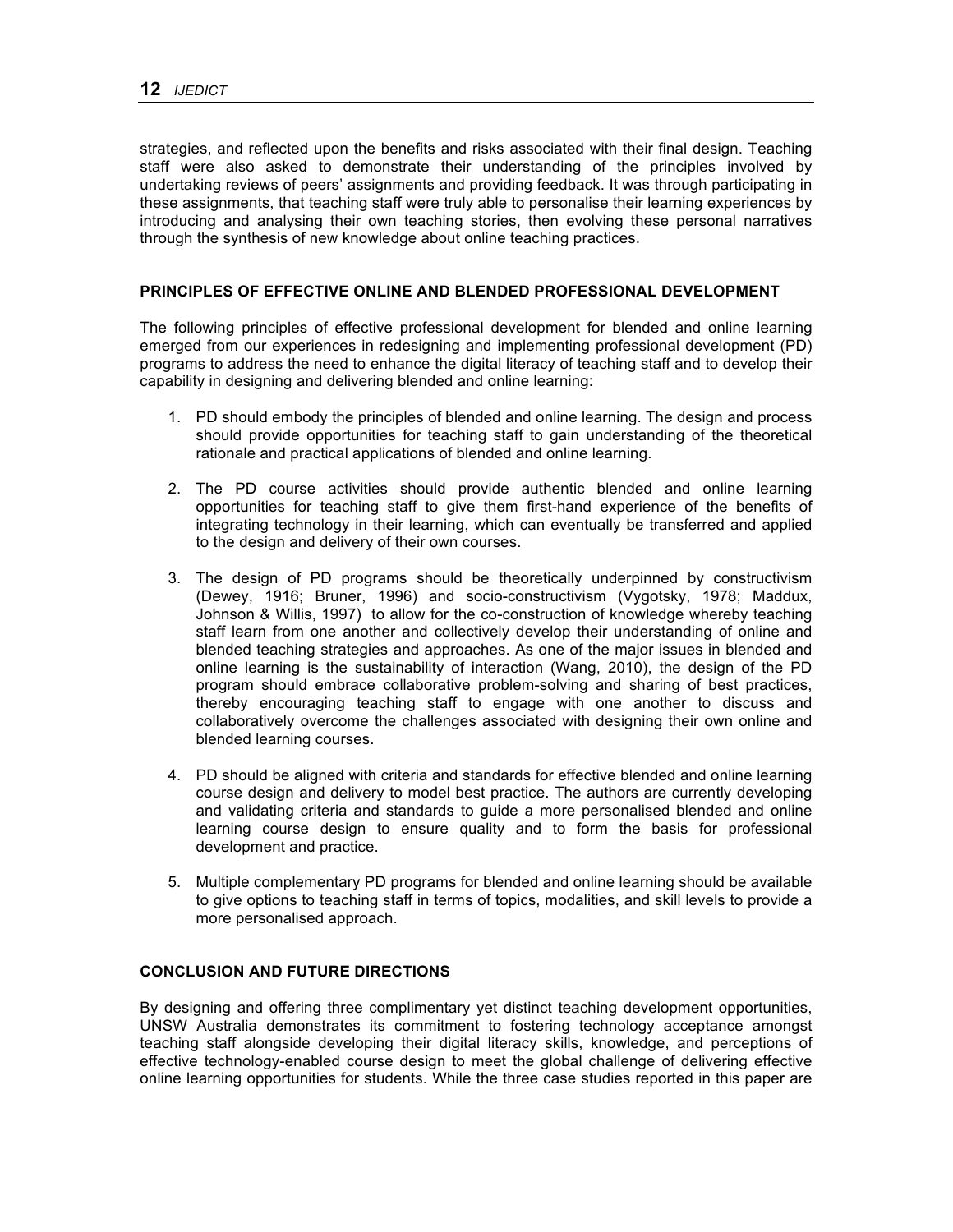strategies, and reflected upon the benefits and risks associated with their final design. Teaching staff were also asked to demonstrate their understanding of the principles involved by undertaking reviews of peers' assignments and providing feedback. It was through participating in these assignments, that teaching staff were truly able to personalise their learning experiences by introducing and analysing their own teaching stories, then evolving these personal narratives through the synthesis of new knowledge about online teaching practices.

## PRINCIPLES OF EFFECTIVE ONLINE AND BLENDED PROFESSIONAL DEVELOPMENT

The following principles of effective professional development for blended and online learning emerged from our experiences in redesigning and implementing professional development (PD) programs to address the need to enhance the digital literacy of teaching staff and to develop their capability in designing and delivering blended and online learning:

1. PD should embody the principles of blended and online learning. The design and process should provide opportunities for teaching staff to gain understanding of the theoretical rationale and practical applications of blended and online learning.

2. The PD course activities should provide authentic blended and online learning opportunities for teaching staff to give them first-hand experience of the benefits of integrating technology in their learning, which can eventually be transferred and applied to the design and delivery of their own courses.

3. The design of PD programs should be theoretically underpinned by constructivism (Dewey, 1916; Bruner, 1996) and socio-constructivism (Vygotsky, 1978; Maddux, Johnson & Willis, 1997) to allow for the co-construction of knowledge whereby teaching staff learn from one another and collectively develop their understanding of online and blended teaching strategies and approaches. As one of the major issues in blended and online learning is the sustainability of interaction (Wang, 2010), the design of the PD program should embrace collaborative problem-solving and sharing of best practices, thereby encouraging teaching staff to engage with one another to discuss and collaboratively overcome the challenges associated with designing their own online and blended learning courses.

4. PD should be aligned with criteria and standards for effective blended and online learning course design and delivery to model best practice. The authors are currently developing and validating criteria and standards to guide a more personalised blended and online learning course design to ensure quality and to form the basis for professional development and practice.

5. Multiple complementary PD programs for blended and online learning should be available to give options to teaching staff in terms of topics, modalities, and skill levels to provide a more personalised approach.

## CONCLUSION AND FUTURE DIRECTIONS

By designing and offering three complimentary yet distinct teaching development opportunities, UNSW Australia demonstrates its commitment to fostering technology acceptance amongst teaching staff alongside developing their digital literacy skills, knowledge, and perceptions of effective technology-enabled course design to meet the global challenge of delivering effective online learning opportunities for students. While the three case studies reported in this paper are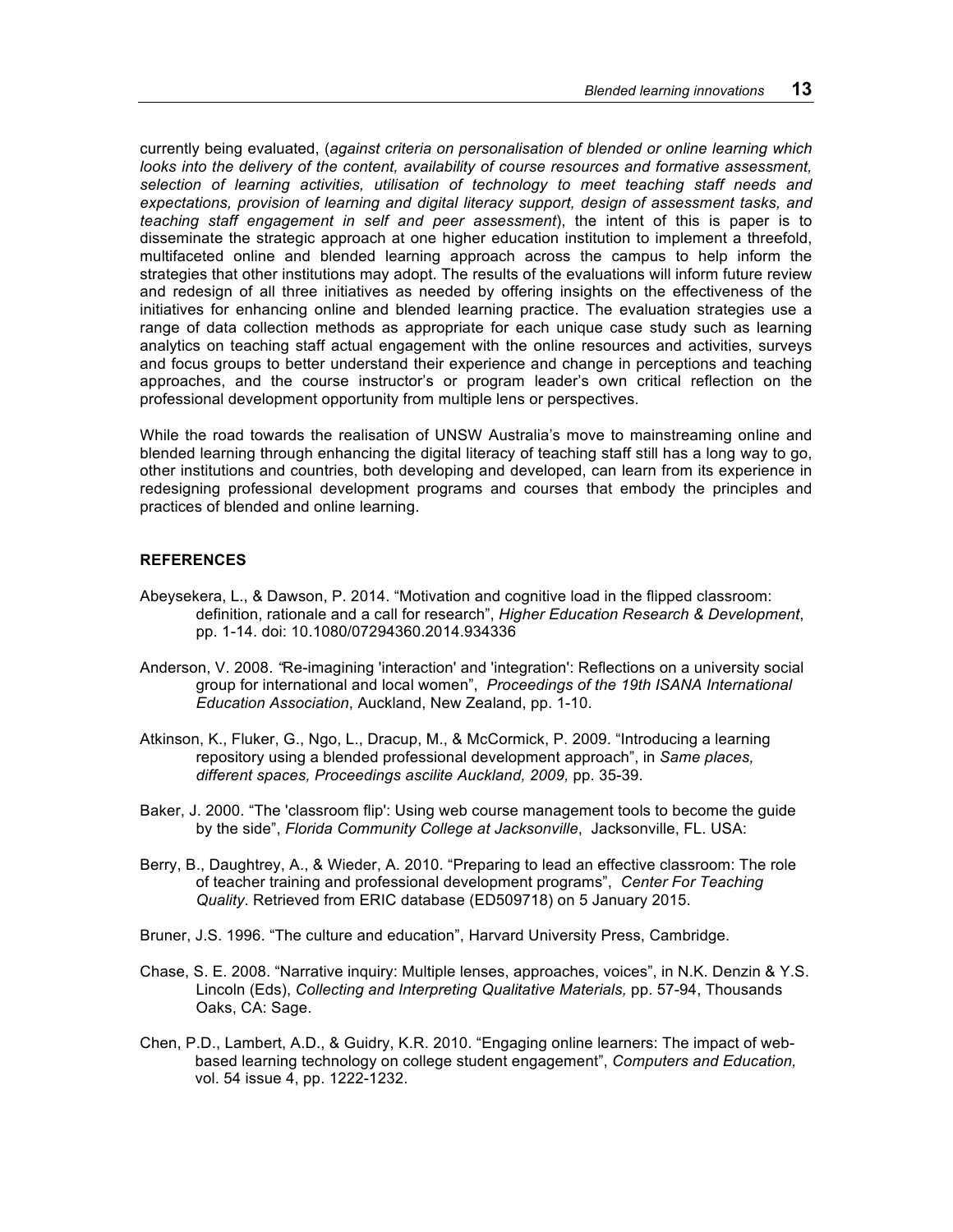currently being evaluated, (*against criteria on personalisation of blended or online learning which looks into the delivery of the content, availability of course resources and formative assessment, selection of learning activities, utilisation of technology to meet teaching staff needs and expectations, provision of learning and digital literacy support, design of assessment tasks, and teaching staff engagement in self and peer assessment*), the intent of this is paper is to disseminate the strategic approach at one higher education institution to implement a threefold, multifaceted online and blended learning approach across the campus to help inform the strategies that other institutions may adopt. The results of the evaluations will inform future review and redesign of all three initiatives as needed by offering insights on the effectiveness of the initiatives for enhancing online and blended learning practice. The evaluation strategies use a range of data collection methods as appropriate for each unique case study such as learning analytics on teaching staff actual engagement with the online resources and activities, surveys and focus groups to better understand their experience and change in perceptions and teaching approaches, and the course instructor's or program leader's own critical reflection on the professional development opportunity from multiple lens or perspectives.

While the road towards the realisation of UNSW Australia's move to mainstreaming online and blended learning through enhancing the digital literacy of teaching staff still has a long way to go, other institutions and countries, both developing and developed, can learn from its experience in redesigning professional development programs and courses that embody the principles and practices of blended and online learning.

## REFERENCES

Abeysekera, L., & Dawson, P. 2014. "Motivation and cognitive load in the flipped classroom: definition, rationale and a call for research", *Higher Education Research & Development*, pp. 1-14. doi: 10.1080/07294360.2014.934336

Anderson, V. 2008. "Re-imagining 'interaction' and 'integration': Reflections on a university social group for international and local women", *Proceedings of the 19th ISANA International Education Association*, Auckland, New Zealand, pp. 1-10.

Atkinson, K., Fluker, G., Ngo, L., Dracup, M., & McCormick, P. 2009. "Introducing a learning repository using a blended professional development approach", in *Same places, different spaces, Proceedings ascilite Auckland, 2009,* pp. 35-39.

Baker, J. 2000. "The 'classroom flip': Using web course management tools to become the guide by the side", *Florida Community College at Jacksonville*, Jacksonville, FL. USA:

Berry, B., Daughtrey, A., & Wieder, A. 2010. "Preparing to lead an effective classroom: The role of teacher training and professional development programs", *Center For Teaching Quality*. Retrieved from ERIC database (ED509718) on 5 January 2015.

Bruner, J.S. 1996. "The culture and education", Harvard University Press, Cambridge.

Chase, S. E. 2008. "Narrative inquiry: Multiple lenses, approaches, voices", in N.K. Denzin & Y.S. Lincoln (Eds), *Collecting and Interpreting Qualitative Materials,* pp. 57-94, Thousands Oaks, CA: Sage.

Chen, P.D., Lambert, A.D., & Guidry, K.R. 2010. "Engaging online learners: The impact of web-based learning technology on college student engagement", *Computers and Education,* vol. 54 issue 4, pp. 1222-1232.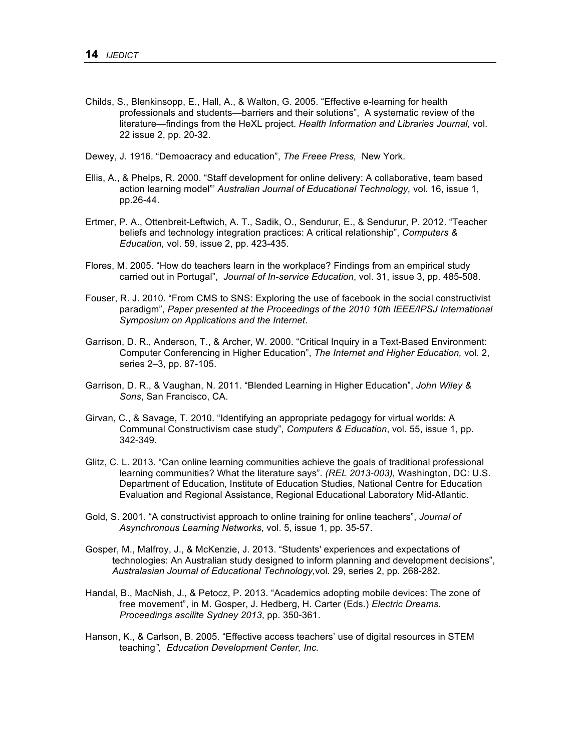Childs, S., Blenkinsopp, E., Hall, A., & Walton, G. 2005. “Effective e-learning for health professionals and students—barriers and their solutions”, A systematic review of the literature—findings from the HeXL project. *Health Information and Libraries Journal,* vol. 22 issue 2, pp. 20-32.

Dewey, J. 1916. “Demoacracy and education”, *The Freee Press,* New York.

Ellis, A., & Phelps, R. 2000. “Staff development for online delivery: A collaborative, team based action learning model”' *Australian Journal of Educational Technology,* vol. 16, issue 1, pp.26-44.

Ertmer, P. A., Ottenbreit-Leftwich, A. T., Sadik, O., Sendurur, E., & Sendurur, P. 2012. “Teacher beliefs and technology integration practices: A critical relationship”, *Computers & Education,* vol. 59, issue 2, pp. 423-435.

Flores, M. 2005. “How do teachers learn in the workplace? Findings from an empirical study carried out in Portugal”, *Journal of In-service Education*, vol. 31, issue 3, pp. 485-508.

Fouser, R. J. 2010. “From CMS to SNS: Exploring the use of facebook in the social constructivist paradigm”, *Paper presented at the Proceedings of the 2010 10th IEEE/IPSJ International Symposium on Applications and the Internet*.

Garrison, D. R., Anderson, T., & Archer, W. 2000. “Critical Inquiry in a Text-Based Environment: Computer Conferencing in Higher Education”, *The Internet and Higher Education,* vol. 2, series 2–3, pp. 87-105.

Garrison, D. R., & Vaughan, N. 2011. “Blended Learning in Higher Education”, *John Wiley & Sons*, San Francisco, CA.

Girvan, C., & Savage, T. 2010. “Identifying an appropriate pedagogy for virtual worlds: A Communal Constructivism case study”, *Computers & Education*, vol. 55, issue 1, pp. 342-349.

Glitz, C. L. 2013. “Can online learning communities achieve the goals of traditional professional learning communities? What the literature says”. *(REL 2013-003),* Washington, DC: U.S. Department of Education, Institute of Education Studies, National Centre for Education Evaluation and Regional Assistance, Regional Educational Laboratory Mid-Atlantic.

Gold, S. 2001. “A constructivist approach to online training for online teachers”, *Journal of Asynchronous Learning Networks*, vol. 5, issue 1, pp. 35-57.

Gosper, M., Malfroy, J., & McKenzie, J. 2013. “Students' experiences and expectations of technologies: An Australian study designed to inform planning and development decisions”, *Australasian Journal of Educational Technology,*vol. 29, series 2, pp. 268-282.

Handal, B., MacNish, J., & Petocz, P. 2013. “Academics adopting mobile devices: The zone of free movement”, in M. Gosper, J. Hedberg, H. Carter (Eds.) *Electric Dreams*. *Proceedings ascilite Sydney 2013*, pp. 350-361.

Hanson, K., & Carlson, B. 2005. “Effective access teachers' use of digital resources in STEM teaching*”, Education Development Center, Inc.*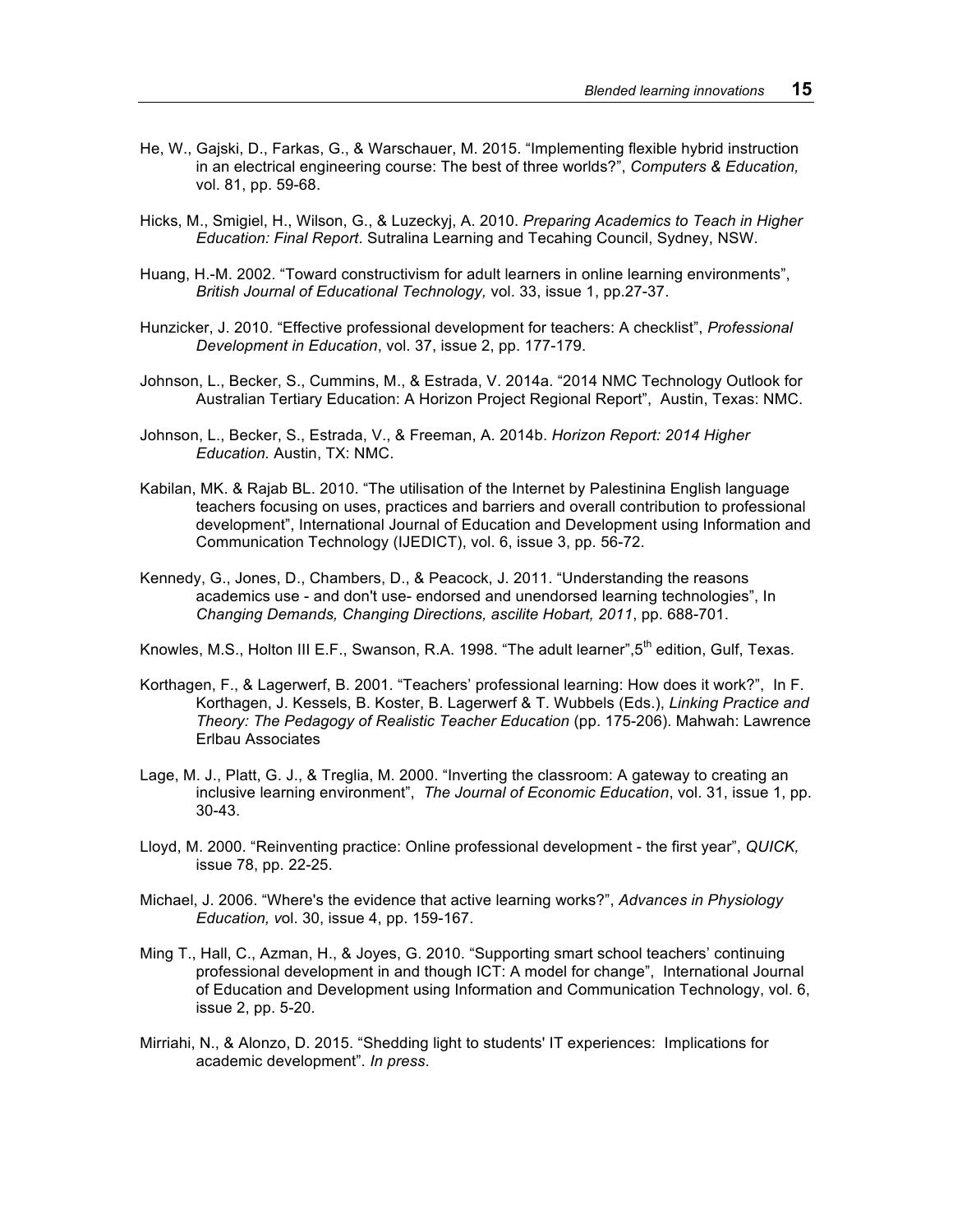He, W., Gajski, D., Farkas, G., & Warschauer, M. 2015. “Implementing flexible hybrid instruction in an electrical engineering course: The best of three worlds?”, *Computers & Education,* vol. 81, pp. 59-68.

Hicks, M., Smigiel, H., Wilson, G., & Luzeckyj, A. 2010. *Preparing Academics to Teach in Higher Education: Final Report*. Sutralina Learning and Tecahing Council, Sydney, NSW.

Huang, H.-M. 2002. “Toward constructivism for adult learners in online learning environments”, *British Journal of Educational Technology,* vol. 33, issue 1, pp.27-37.

Hunzicker, J. 2010. “Effective professional development for teachers: A checklist”, *Professional Development in Education*, vol. 37, issue 2, pp. 177-179.

Johnson, L., Becker, S., Cummins, M., & Estrada, V. 2014a. “2014 NMC Technology Outlook for Australian Tertiary Education: A Horizon Project Regional Report”, Austin, Texas: NMC.

Johnson, L., Becker, S., Estrada, V., & Freeman, A. 2014b. *Horizon Report: 2014 Higher Education.* Austin, TX: NMC.

Kabilan, MK. & Rajab BL. 2010. “The utilisation of the Internet by Palestinina English language teachers focusing on uses, practices and barriers and overall contribution to professional development”, International Journal of Education and Development using Information and Communication Technology (IJEDICT), vol. 6, issue 3, pp. 56-72.

Kennedy, G., Jones, D., Chambers, D., & Peacock, J. 2011. “Understanding the reasons academics use - and don't use- endorsed and unendorsed learning technologies”, In *Changing Demands, Changing Directions, ascilite Hobart, 2011*, pp. 688-701.

Knowles, M.S., Holton III E.F., Swanson, R.A. 1998. “The adult learner”,5th edition, Gulf, Texas.

Korthagen, F., & Lagerwerf, B. 2001. “Teachers’ professional learning: How does it work?”, In F. Korthagen, J. Kessels, B. Koster, B. Lagerwerf & T. Wubbels (Eds.), *Linking Practice and Theory: The Pedagogy of Realistic Teacher Education* (pp. 175-206). Mahwah: Lawrence Erlbau Associates

Lage, M. J., Platt, G. J., & Treglia, M. 2000. “Inverting the classroom: A gateway to creating an inclusive learning environment”, *The Journal of Economic Education*, vol. 31, issue 1, pp. 30-43.

Lloyd, M. 2000. “Reinventing practice: Online professional development - the first year”, *QUICK,* issue 78, pp. 22-25.

Michael, J. 2006. “Where's the evidence that active learning works?”, *Advances in Physiology Education, v*ol. 30, issue 4, pp. 159-167.

Ming T., Hall, C., Azman, H., & Joyes, G. 2010. “Supporting smart school teachers’ continuing professional development in and though ICT: A model for change”, International Journal of Education and Development using Information and Communication Technology, vol. 6, issue 2, pp. 5-20.

Mirriahi, N., & Alonzo, D. 2015. “Shedding light to students' IT experiences: Implications for academic development”. *In press*.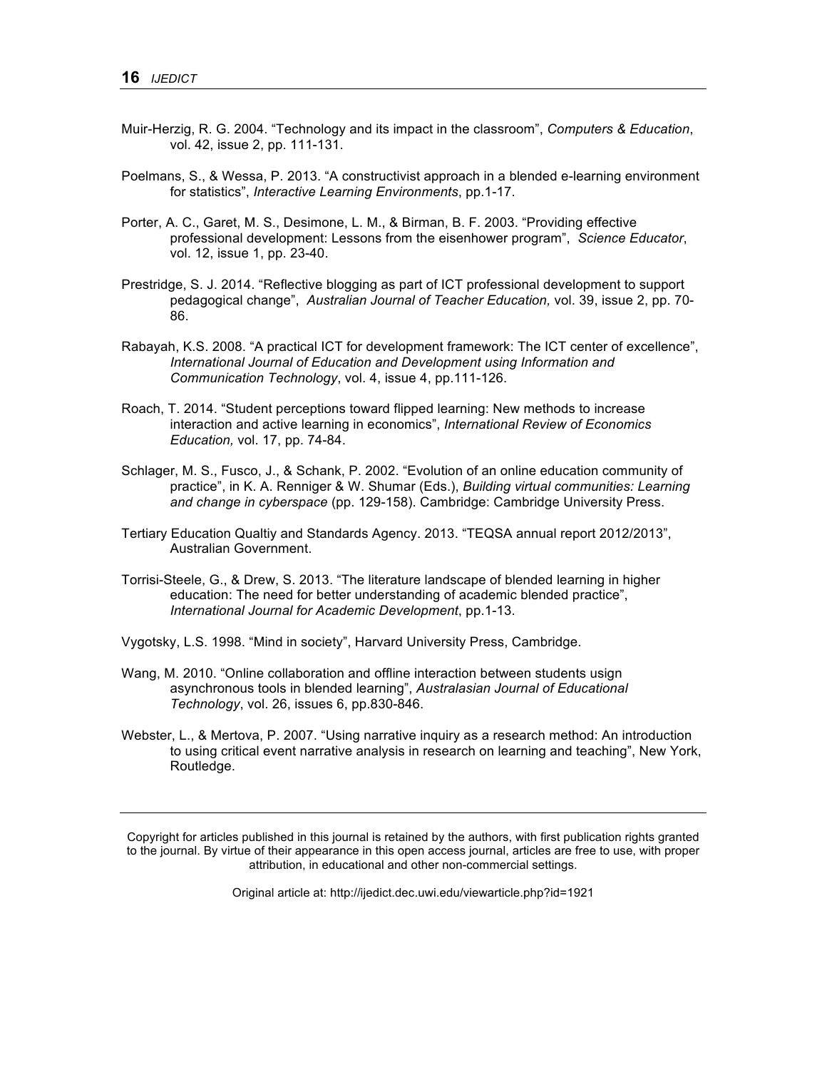Muir-Herzig, R. G. 2004. “Technology and its impact in the classroom”, *Computers & Education*, vol. 42, issue 2, pp. 111-131.

Poelmans, S., & Wessa, P. 2013. “A constructivist approach in a blended e-learning environment for statistics”, *Interactive Learning Environments*, pp.1-17.

Porter, A. C., Garet, M. S., Desimone, L. M., & Birman, B. F. 2003. “Providing effective professional development: Lessons from the eisenhower program”, *Science Educator*, vol. 12, issue 1, pp. 23-40.

Prestridge, S. J. 2014. “Reflective blogging as part of ICT professional development to support pedagogical change”, *Australian Journal of Teacher Education,* vol. 39, issue 2, pp. 70-86.

Rabayah, K.S. 2008. “A practical ICT for development framework: The ICT center of excellence”, *International Journal of Education and Development using Information and Communication Technology*, vol. 4, issue 4, pp.111-126.

Roach, T. 2014. “Student perceptions toward flipped learning: New methods to increase interaction and active learning in economics”, *International Review of Economics Education,* vol. 17, pp. 74-84.

Schlager, M. S., Fusco, J., & Schank, P. 2002. “Evolution of an online education community of practice”, in K. A. Renniger & W. Shumar (Eds.), *Building virtual communities: Learning and change in cyberspace* (pp. 129-158). Cambridge: Cambridge University Press.

Tertiary Education Qualtiy and Standards Agency. 2013. “TEQSA annual report 2012/2013”, Australian Government.

Torrisi-Steele, G., & Drew, S. 2013. “The literature landscape of blended learning in higher education: The need for better understanding of academic blended practice”, *International Journal for Academic Development*, pp.1-13.

Vygotsky, L.S. 1998. “Mind in society”, Harvard University Press, Cambridge.

Wang, M. 2010. “Online collaboration and offline interaction between students usign asynchronous tools in blended learning”, *Australasian Journal of Educational Technology*, vol. 26, issues 6, pp.830-846.

Webster, L., & Mertova, P. 2007. “Using narrative inquiry as a research method: An introduction to using critical event narrative analysis in research on learning and teaching”, New York, Routledge.

---

Copyright for articles published in this journal is retained by the authors, with first publication rights granted to the journal. By virtue of their appearance in this open access journal, articles are free to use, with proper attribution, in educational and other non-commercial settings.

Original article at: http://ijedict.dec.uwi.edu/viewarticle.php?id=1921